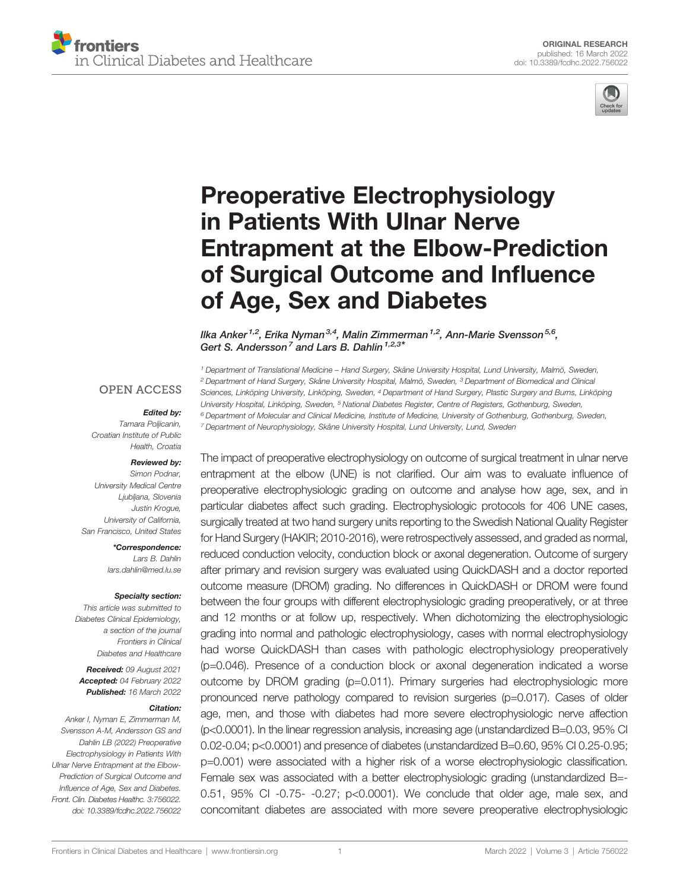ORIGINAL RESEARCH
published: 16 March 2022
doi: 10.3389/fcdhc.2022.756022

# Preoperative Electrophysiology in Patients With Ulnar Nerve Entrapment at the Elbow-Prediction of Surgical Outcome and Influence of Age, Sex and Diabetes

*Ilka Anker[1,2], Erika Nyman[3,4], Malin Zimmerman[1,2], Ann-Marie Svensson[5,6], Gert S. Andersson[7] and Lars B. Dahlin[1,2,3]\**

[1] Department of Translational Medicine – Hand Surgery, Skåne University Hospital, Lund University, Malmö, Sweden, [2] Department of Hand Surgery, Skåne University Hospital, Malmö, Sweden, [3] Department of Biomedical and Clinical Sciences, Linköping University, Linköping, Sweden, [4] Department of Hand Surgery, Plastic Surgery and Burns, Linköping University Hospital, Linköping, Sweden, [5] National Diabetes Register, Centre of Registers, Gothenburg, Sweden, [6] Department of Molecular and Clinical Medicine, Institute of Medicine, University of Gothenburg, Gothenburg, Sweden, [7] Department of Neurophysiology, Skåne University Hospital, Lund University, Lund, Sweden

OPEN ACCESS

***Edited by:***
Tamara Poljicanin,
Croatian Institute of Public Health, Croatia

***Reviewed by:***
Simon Podnar,
University Medical Centre Ljubljana, Slovenia
Justin Krogue,
University of California, San Francisco, United States

***\*Correspondence:***
Lars B. Dahlin
lars.dahlin@med.lu.se

***Specialty section:***
This article was submitted to Diabetes Clinical Epidemiology, a section of the journal Frontiers in Clinical Diabetes and Healthcare

***Received:*** 09 August 2021
***Accepted:*** 04 February 2022
***Published:*** 16 March 2022

***Citation:***
Anker I, Nyman E, Zimmerman M, Svensson A-M, Andersson GS and Dahlin LB (2022) Preoperative Electrophysiology in Patients With Ulnar Nerve Entrapment at the Elbow-Prediction of Surgical Outcome and Influence of Age, Sex and Diabetes. Front. Clin. Diabetes Healthc. 3:756022. doi: 10.3389/fcdhc.2022.756022

The impact of preoperative electrophysiology on outcome of surgical treatment in ulnar nerve entrapment at the elbow (UNE) is not clarified. Our aim was to evaluate influence of preoperative electrophysiologic grading on outcome and analyse how age, sex, and in particular diabetes affect such grading. Electrophysiologic protocols for 406 UNE cases, surgically treated at two hand surgery units reporting to the Swedish National Quality Register for Hand Surgery (HAKIR; 2010-2016), were retrospectively assessed, and graded as normal, reduced conduction velocity, conduction block or axonal degeneration. Outcome of surgery after primary and revision surgery was evaluated using QuickDASH and a doctor reported outcome measure (DROM) grading. No differences in QuickDASH or DROM were found between the four groups with different electrophysiologic grading preoperatively, or at three and 12 months or at follow up, respectively. When dichotomizing the electrophysiologic grading into normal and pathologic electrophysiology, cases with normal electrophysiology had worse QuickDASH than cases with pathologic electrophysiology preoperatively ($p=0.046$). Presence of a conduction block or axonal degeneration indicated a worse outcome by DROM grading ($p=0.011$). Primary surgeries had electrophysiologic more pronounced nerve pathology compared to revision surgeries ($p=0.017$). Cases of older age, men, and those with diabetes had more severe electrophysiologic nerve affection ($p<0.0001$). In the linear regression analysis, increasing age (unstandardized B=0.03, 95% CI 0.02-0.04; $p<0.0001$) and presence of diabetes (unstandardized B=0.60, 95% CI 0.25-0.95; $p=0.001$) were associated with a higher risk of a worse electrophysiologic classification. Female sex was associated with a better electrophysiologic grading (unstandardized B=-0.51, 95% CI -0.75- -0.27; $p<0.0001$). We conclude that older age, male sex, and concomitant diabetes are associated with more severe preoperative electrophysiologic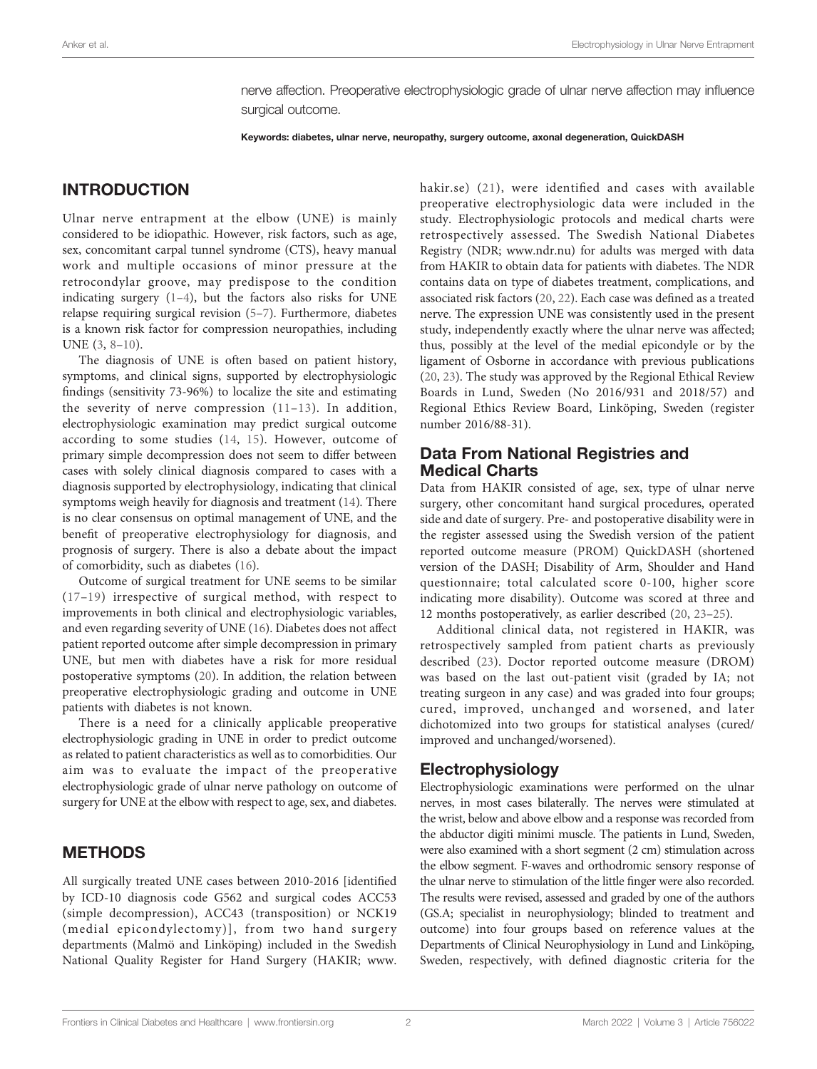nerve affection. Preoperative electrophysiologic grade of ulnar nerve affection may influence surgical outcome.

**Keywords: diabetes, ulnar nerve, neuropathy, surgery outcome, axonal degeneration, QuickDASH**

## INTRODUCTION

Ulnar nerve entrapment at the elbow (UNE) is mainly considered to be idiopathic. However, risk factors, such as age, sex, concomitant carpal tunnel syndrome (CTS), heavy manual work and multiple occasions of minor pressure at the retrocondylar groove, may predispose to the condition indicating surgery (1–4), but the factors also risks for UNE relapse requiring surgical revision (5–7). Furthermore, diabetes is a known risk factor for compression neuropathies, including UNE (3, 8–10).

The diagnosis of UNE is often based on patient history, symptoms, and clinical signs, supported by electrophysiologic findings (sensitivity 73-96%) to localize the site and estimating the severity of nerve compression (11–13). In addition, electrophysiologic examination may predict surgical outcome according to some studies (14, 15). However, outcome of primary simple decompression does not seem to differ between cases with solely clinical diagnosis compared to cases with a diagnosis supported by electrophysiology, indicating that clinical symptoms weigh heavily for diagnosis and treatment (14). There is no clear consensus on optimal management of UNE, and the benefit of preoperative electrophysiology for diagnosis, and prognosis of surgery. There is also a debate about the impact of comorbidity, such as diabetes (16).

Outcome of surgical treatment for UNE seems to be similar (17–19) irrespective of surgical method, with respect to improvements in both clinical and electrophysiologic variables, and even regarding severity of UNE (16). Diabetes does not affect patient reported outcome after simple decompression in primary UNE, but men with diabetes have a risk for more residual postoperative symptoms (20). In addition, the relation between preoperative electrophysiologic grading and outcome in UNE patients with diabetes is not known.

There is a need for a clinically applicable preoperative electrophysiologic grading in UNE in order to predict outcome as related to patient characteristics as well as to comorbidities. Our aim was to evaluate the impact of the preoperative electrophysiologic grade of ulnar nerve pathology on outcome of surgery for UNE at the elbow with respect to age, sex, and diabetes.

## METHODS

All surgically treated UNE cases between 2010-2016 [identified by ICD-10 diagnosis code G562 and surgical codes ACC53 (simple decompression), ACC43 (transposition) or NCK19 (medial epicondylectomy)], from two hand surgery departments (Malmö and Linköping) included in the Swedish National Quality Register for Hand Surgery (HAKIR; www.hakir.se) (21), were identified and cases with available preoperative electrophysiologic data were included in the study. Electrophysiologic protocols and medical charts were retrospectively assessed. The Swedish National Diabetes Registry (NDR; www.ndr.nu) for adults was merged with data from HAKIR to obtain data for patients with diabetes. The NDR contains data on type of diabetes treatment, complications, and associated risk factors (20, 22). Each case was defined as a treated nerve. The expression UNE was consistently used in the present study, independently exactly where the ulnar nerve was affected; thus, possibly at the level of the medial epicondyle or by the ligament of Osborne in accordance with previous publications (20, 23). The study was approved by the Regional Ethical Review Boards in Lund, Sweden (No 2016/931 and 2018/57) and Regional Ethics Review Board, Linköping, Sweden (register number 2016/88-31).

### Data From National Registries and Medical Charts

Data from HAKIR consisted of age, sex, type of ulnar nerve surgery, other concomitant hand surgical procedures, operated side and date of surgery. Pre- and postoperative disability were in the register assessed using the Swedish version of the patient reported outcome measure (PROM) QuickDASH (shortened version of the DASH; Disability of Arm, Shoulder and Hand questionnaire; total calculated score 0-100, higher score indicating more disability). Outcome was scored at three and 12 months postoperatively, as earlier described (20, 23–25).

Additional clinical data, not registered in HAKIR, was retrospectively sampled from patient charts as previously described (23). Doctor reported outcome measure (DROM) was based on the last out-patient visit (graded by IA; not treating surgeon in any case) and was graded into four groups; cured, improved, unchanged and worsened, and later dichotomized into two groups for statistical analyses (cured/improved and unchanged/worsened).

### Electrophysiology

Electrophysiologic examinations were performed on the ulnar nerves, in most cases bilaterally. The nerves were stimulated at the wrist, below and above elbow and a response was recorded from the abductor digiti minimi muscle. The patients in Lund, Sweden, were also examined with a short segment (2 cm) stimulation across the elbow segment. F-waves and orthodromic sensory response of the ulnar nerve to stimulation of the little finger were also recorded. The results were revised, assessed and graded by one of the authors (GS.A; specialist in neurophysiology; blinded to treatment and outcome) into four groups based on reference values at the Departments of Clinical Neurophysiology in Lund and Linköping, Sweden, respectively, with defined diagnostic criteria for the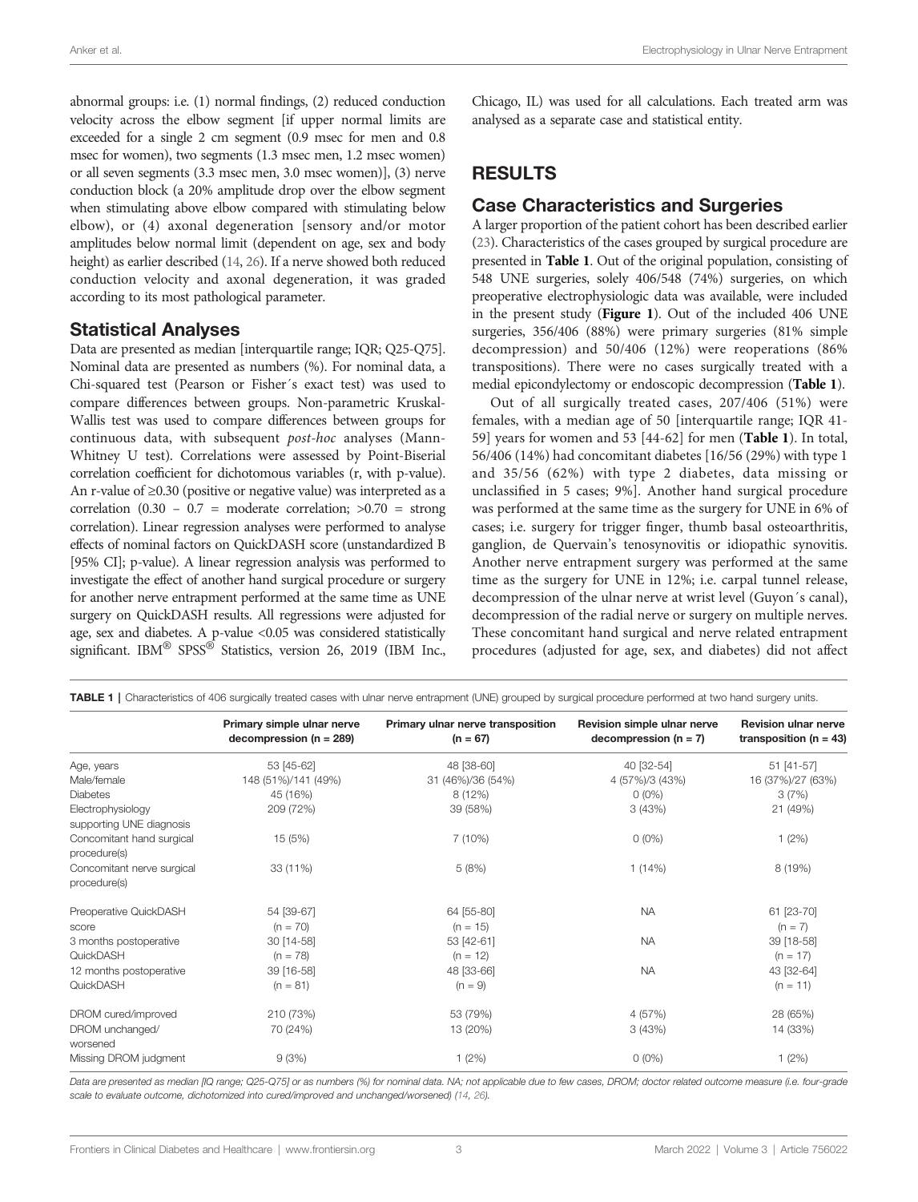abnormal groups: i.e. (1) normal findings, (2) reduced conduction velocity across the elbow segment [if upper normal limits are exceeded for a single 2 cm segment (0.9 msec for men and 0.8 msec for women), two segments (1.3 msec men, 1.2 msec women) or all seven segments (3.3 msec men, 3.0 msec women)], (3) nerve conduction block (a 20% amplitude drop over the elbow segment when stimulating above elbow compared with stimulating below elbow), or (4) axonal degeneration [sensory and/or motor amplitudes below normal limit (dependent on age, sex and body height) as earlier described (14, 26). If a nerve showed both reduced conduction velocity and axonal degeneration, it was graded according to its most pathological parameter.

### Statistical Analyses

Data are presented as median [interquartile range; IQR; Q25-Q75]. Nominal data are presented as numbers (%). For nominal data, a Chi-squared test (Pearson or Fisher´s exact test) was used to compare differences between groups. Non-parametric Kruskal-Wallis test was used to compare differences between groups for continuous data, with subsequent *post-hoc* analyses (Mann-Whitney U test). Correlations were assessed by Point-Biserial correlation coefficient for dichotomous variables (r, with p-value). An r-value of ≥0.30 (positive or negative value) was interpreted as a correlation (0.30 – 0.7 = moderate correlation; >0.70 = strong correlation). Linear regression analyses were performed to analyse effects of nominal factors on QuickDASH score (unstandardized B [95% CI]; p-value). A linear regression analysis was performed to investigate the effect of another hand surgical procedure or surgery for another nerve entrapment performed at the same time as UNE surgery on QuickDASH results. All regressions were adjusted for age, sex and diabetes. A p-value <0.05 was considered statistically significant. IBM® SPSS® Statistics, version 26, 2019 (IBM Inc., Chicago, IL) was used for all calculations. Each treated arm was analysed as a separate case and statistical entity.

## RESULTS

### Case Characteristics and Surgeries

A larger proportion of the patient cohort has been described earlier (23). Characteristics of the cases grouped by surgical procedure are presented in **Table 1**. Out of the original population, consisting of 548 UNE surgeries, solely 406/548 (74%) surgeries, on which preoperative electrophysiologic data was available, were included in the present study (**Figure 1**). Out of the included 406 UNE surgeries, 356/406 (88%) were primary surgeries (81% simple decompression) and 50/406 (12%) were reoperations (86% transpositions). There were no cases surgically treated with a medial epicondylectomy or endoscopic decompression (**Table 1**).

Out of all surgically treated cases, 207/406 (51%) were females, with a median age of 50 [interquartile range; IQR 41-59] years for women and 53 [44-62] for men (**Table 1**). In total, 56/406 (14%) had concomitant diabetes [16/56 (29%) with type 1 and 35/56 (62%) with type 2 diabetes, data missing or unclassified in 5 cases; 9%]. Another hand surgical procedure was performed at the same time as the surgery for UNE in 6% of cases; i.e. surgery for trigger finger, thumb basal osteoarthritis, ganglion, de Quervain's tenosynovitis or idiopathic synovitis. Another nerve entrapment surgery was performed at the same time as the surgery for UNE in 12%; i.e. carpal tunnel release, decompression of the ulnar nerve at wrist level (Guyon´s canal), decompression of the radial nerve or surgery on multiple nerves. These concomitant hand surgical and nerve related entrapment procedures (adjusted for age, sex, and diabetes) did not affect

**TABLE 1** | Characteristics of 406 surgically treated cases with ulnar nerve entrapment (UNE) grouped by surgical procedure performed at two hand surgery units.

| | Primary simple ulnar nerve decompression (n = 289) | Primary ulnar nerve transposition (n = 67) | Revision simple ulnar nerve decompression (n = 7) | Revision ulnar nerve transposition (n = 43) |
|---|---|---|---|---|
| Age, years | 53 [45-62] | 48 [38-60] | 40 [32-54] | 51 [41-57] |
| Male/female | 148 (51%)/141 (49%) | 31 (46%)/36 (54%) | 4 (57%)/3 (43%) | 16 (37%)/27 (63%) |
| Diabetes | 45 (16%) | 8 (12%) | 0 (0%) | 3 (7%) |
| Electrophysiology supporting UNE diagnosis | 209 (72%) | 39 (58%) | 3 (43%) | 21 (49%) |
| Concomitant hand surgical procedure(s) | 15 (5%) | 7 (10%) | 0 (0%) | 1 (2%) |
| Concomitant nerve surgical procedure(s) | 33 (11%) | 5 (8%) | 1 (14%) | 8 (19%) |
| Preoperative QuickDASH score | 54 [39-67] (n = 70) | 64 [55-80] (n = 15) | NA | 61 [23-70] (n = 7) |
| 3 months postoperative QuickDASH | 30 [14-58] (n = 78) | 53 [42-61] (n = 12) | NA | 39 [18-58] (n = 17) |
| 12 months postoperative QuickDASH | 39 [16-58] (n = 81) | 48 [33-66] (n = 9) | NA | 43 [32-64] (n = 11) |
| DROM cured/improved | 210 (73%) | 53 (79%) | 4 (57%) | 28 (65%) |
| DROM unchanged/worsened | 70 (24%) | 13 (20%) | 3 (43%) | 14 (33%) |
| Missing DROM judgment | 9 (3%) | 1 (2%) | 0 (0%) | 1 (2%) |

*Data are presented as median [IQ range; Q25-Q75] or as numbers (%) for nominal data. NA; not applicable due to few cases, DROM; doctor related outcome measure (i.e. four-grade scale to evaluate outcome, dichotomized into cured/improved and unchanged/worsened) (14, 26).*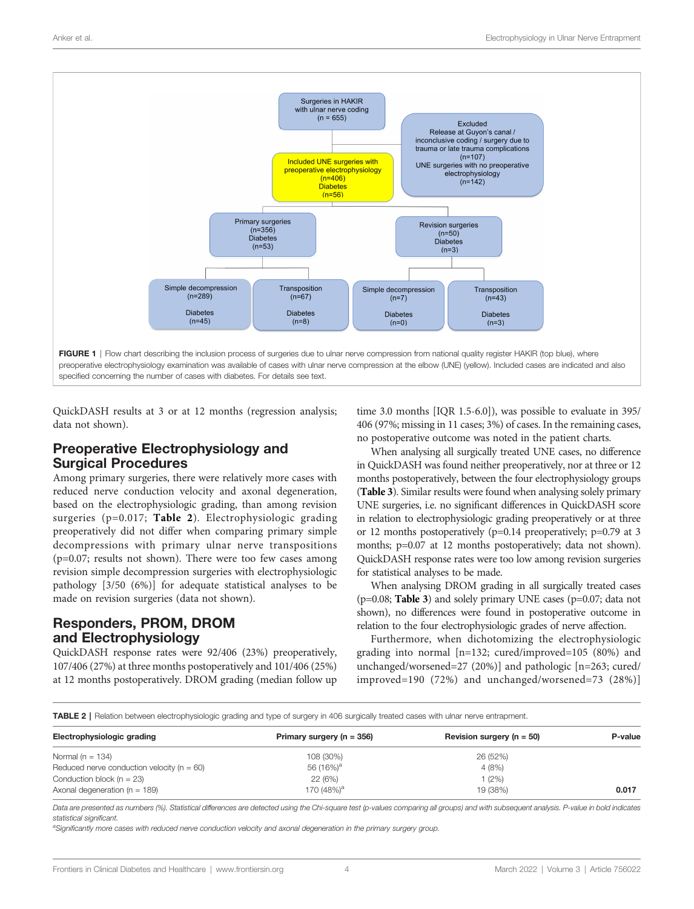Surgeries in HAKIR with ulnar nerve coding (n = 655)

Excluded
Release at Guyon's canal / inconclusive coding / surgery due to trauma or late trauma complications (n=107)
UNE surgeries with no preoperative electrophysiology (n=142)

Included UNE surgeries with preoperative electrophysiology (n=406)
Diabetes (n=56)

Primary surgeries (n=356) Diabetes (n=53)

Revision surgeries (n=50) Diabetes (n=3)

Simple decompression (n=289) Diabetes (n=45)

Transposition (n=67) Diabetes (n=8)

Simple decompression (n=7) Diabetes (n=0)

Transposition (n=43) Diabetes (n=3)

**FIGURE 1** | Flow chart describing the inclusion process of surgeries due to ulnar nerve compression from national quality register HAKIR (top blue), where preoperative electrophysiology examination was available of cases with ulnar nerve compression at the elbow (UNE) (yellow). Included cases are indicated and also specified concerning the number of cases with diabetes. For details see text.

QuickDASH results at 3 or at 12 months (regression analysis; data not shown).

## Preoperative Electrophysiology and Surgical Procedures

Among primary surgeries, there were relatively more cases with reduced nerve conduction velocity and axonal degeneration, based on the electrophysiologic grading, than among revision surgeries (p=0.017; **Table 2**). Electrophysiologic grading preoperatively did not differ when comparing primary simple decompressions with primary ulnar nerve transpositions (p=0.07; results not shown). There were too few cases among revision simple decompression surgeries with electrophysiologic pathology [3/50 (6%)] for adequate statistical analyses to be made on revision surgeries (data not shown).

## Responders, PROM, DROM and Electrophysiology

QuickDASH response rates were 92/406 (23%) preoperatively, 107/406 (27%) at three months postoperatively and 101/406 (25%) at 12 months postoperatively. DROM grading (median follow up time 3.0 months [IQR 1.5-6.0]), was possible to evaluate in 395/406 (97%; missing in 11 cases; 3%) of cases. In the remaining cases, no postoperative outcome was noted in the patient charts.

When analysing all surgically treated UNE cases, no difference in QuickDASH was found neither preoperatively, nor at three or 12 months postoperatively, between the four electrophysiology groups (**Table 3**). Similar results were found when analysing solely primary UNE surgeries, i.e. no significant differences in QuickDASH score in relation to electrophysiologic grading preoperatively or at three or 12 months postoperatively (p=0.14 preoperatively; p=0.79 at 3 months; p=0.07 at 12 months postoperatively; data not shown). QuickDASH response rates were too low among revision surgeries for statistical analyses to be made.

When analysing DROM grading in all surgically treated cases (p=0.08; **Table 3**) and solely primary UNE cases (p=0.07; data not shown), no differences were found in postoperative outcome in relation to the four electrophysiologic grades of nerve affection.

Furthermore, when dichotomizing the electrophysiologic grading into normal [n=132; cured/improved=105 (80%) and unchanged/worsened=27 (20%)] and pathologic [n=263; cured/improved=190 (72%) and unchanged/worsened=73 (28%)]

**TABLE 2** | Relation between electrophysiologic grading and type of surgery in 406 surgically treated cases with ulnar nerve entrapment.

| Electrophysiologic grading | Primary surgery (n = 356) | Revision surgery (n = 50) | P-value |
|---|---|---|---|
| Normal (n = 134) | 108 (30%) | 26 (52%) | |
| Reduced nerve conduction velocity (n = 60) | 56 (16%)[a] | 4 (8%) | |
| Conduction block (n = 23) | 22 (6%) | 1 (2%) | |
| Axonal degeneration (n = 189) | 170 (48%)[a] | 19 (38%) | **0.017** |

*Data are presented as numbers (%). Statistical differences are detected using the Chi-square test (p-values comparing all groups) and with subsequent analysis. P-value in bold indicates statistical significant.*

[a]*Significantly more cases with reduced nerve conduction velocity and axonal degeneration in the primary surgery group.*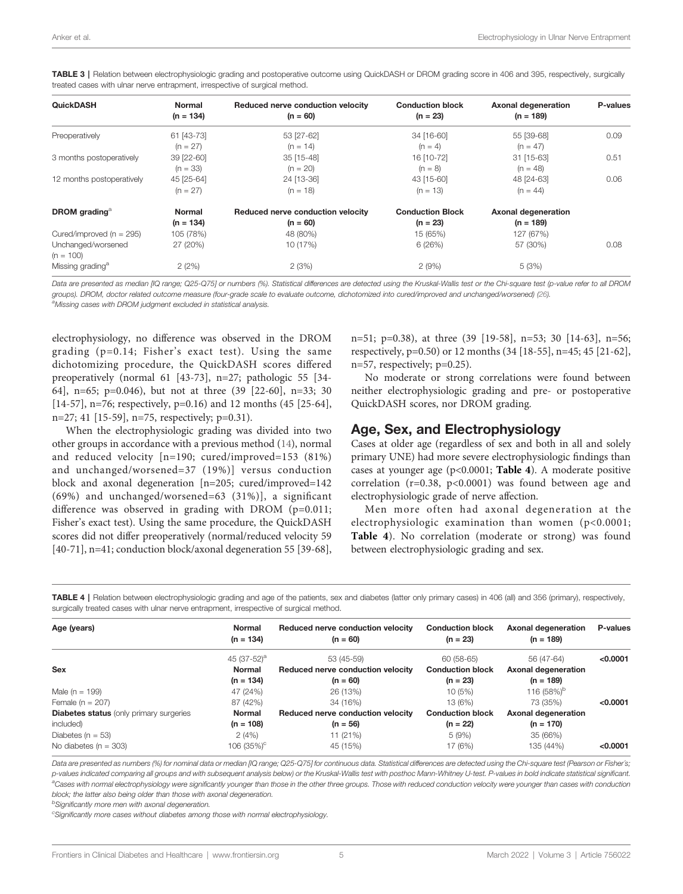**TABLE 3 |** Relation between electrophysiologic grading and postoperative outcome using QuickDASH or DROM grading score in 406 and 395, respectively, surgically treated cases with ulnar nerve entrapment, irrespective of surgical method.

| QuickDASH | Normal (n = 134) | Reduced nerve conduction velocity (n = 60) | Conduction block (n = 23) | Axonal degeneration (n = 189) | P-values |
|---|---|---|---|---|---|
| Preoperatively | 61 [43-73] (n = 27) | 53 [27-62] (n = 14) | 34 [16-60] (n = 4) | 55 [39-68] (n = 47) | 0.09 |
| 3 months postoperatively | 39 [22-60] (n = 33) | 35 [15-48] (n = 20) | 16 [10-72] (n = 8) | 31 [15-63] (n = 48) | 0.51 |
| 12 months postoperatively | 45 [25-64] (n = 27) | 24 [13-36] (n = 18) | 43 [15-60] (n = 13) | 48 [24-63] (n = 44) | 0.06 |
| **DROM grading**[a] | **Normal (n = 134)** | **Reduced nerve conduction velocity (n = 60)** | **Conduction Block (n = 23)** | **Axonal degeneration (n = 189)** | |
| Cured/improved (n = 295) | 105 (78%) | 48 (80%) | 15 (65%) | 127 (67%) | |
| Unchanged/worsened (n = 100) | 27 (20%) | 10 (17%) | 6 (26%) | 57 (30%) | 0.08 |
| Missing grading[a] | 2 (2%) | 2 (3%) | 2 (9%) | 5 (3%) | |

*Data are presented as median [IQ range; Q25-Q75] or numbers (%). Statistical differences are detected using the Kruskal-Wallis test or the Chi-square test (p-value refer to all DROM groups). DROM, doctor related outcome measure (four-grade scale to evaluate outcome, dichotomized into cured/improved and unchanged/worsened) (26).*
[a]*Missing cases with DROM judgment excluded in statistical analysis.*

electrophysiology, no difference was observed in the DROM grading (p=0.14; Fisher's exact test). Using the same dichotomizing procedure, the QuickDASH scores differed preoperatively (normal 61 [43-73], n=27; pathologic 55 [34-64], n=65; p=0.046), but not at three (39 [22-60], n=33; 30 [14-57], n=76; respectively, p=0.16) and 12 months (45 [25-64], n=27; 41 [15-59], n=75, respectively; p=0.31).

When the electrophysiologic grading was divided into two other groups in accordance with a previous method (14), normal and reduced velocity [n=190; cured/improved=153 (81%) and unchanged/worsened=37 (19%)] versus conduction block and axonal degeneration [n=205; cured/improved=142 (69%) and unchanged/worsened=63 (31%)], a significant difference was observed in grading with DROM (p=0.011; Fisher's exact test). Using the same procedure, the QuickDASH scores did not differ preoperatively (normal/reduced velocity 59 [40-71], n=41; conduction block/axonal degeneration 55 [39-68], n=51; p=0.38), at three (39 [19-58], n=53; 30 [14-63], n=56; respectively, p=0.50) or 12 months (34 [18-55], n=45; 45 [21-62], n=57, respectively; p=0.25).

No moderate or strong correlations were found between neither electrophysiologic grading and pre- or postoperative QuickDASH scores, nor DROM grading.

## Age, Sex, and Electrophysiology

Cases at older age (regardless of sex and both in all and solely primary UNE) had more severe electrophysiologic findings than cases at younger age (p<0.0001; **Table 4**). A moderate positive correlation (r=0.38, p<0.0001) was found between age and electrophysiologic grade of nerve affection.

Men more often had axonal degeneration at the electrophysiologic examination than women (p<0.0001; **Table 4**). No correlation (moderate or strong) was found between electrophysiologic grading and sex.

**TABLE 4 |** Relation between electrophysiologic grading and age of the patients, sex and diabetes (latter only primary cases) in 406 (all) and 356 (primary), respectively, surgically treated cases with ulnar nerve entrapment, irrespective of surgical method.

| Age (years) | Normal (n = 134) | Reduced nerve conduction velocity (n = 60) | Conduction block (n = 23) | Axonal degeneration (n = 189) | P-values |
|---|---|---|---|---|---|
| | 45 (37-52)[a] | 53 (45-59) | 60 (58-65) | 56 (47-64) | **<0.0001** |
| **Sex** | **Normal (n = 134)** | **Reduced nerve conduction velocity (n = 60)** | **Conduction block (n = 23)** | **Axonal degeneration (n = 189)** | |
| Male (n = 199) | 47 (24%) | 26 (13%) | 10 (5%) | 116 (58%)[b] | |
| Female (n = 207) | 87 (42%) | 34 (16%) | 13 (6%) | 73 (35%) | **<0.0001** |
| **Diabetes status** (only primary surgeries included) | **Normal (n = 108)** | **Reduced nerve conduction velocity (n = 56)** | **Conduction block (n = 22)** | **Axonal degeneration (n = 170)** | |
| Diabetes (n = 53) | 2 (4%) | 11 (21%) | 5 (9%) | 35 (66%) | |
| No diabetes (n = 303) | 106 (35%)[c] | 45 (15%) | 17 (6%) | 135 (44%) | **<0.0001** |

*Data are presented as numbers (%) for nominal data or median [IQ range; Q25-Q75] for continuous data. Statistical differences are detected using the Chi-square test (Pearson or Fisher's; p-values indicated comparing all groups and with subsequent analysis below) or the Kruskal-Wallis test with posthoc Mann-Whitney U-test. P-values in bold indicate statistical significant.*
[a]*Cases with normal electrophysiology were significantly younger than those in the other three groups. Those with reduced conduction velocity were younger than cases with conduction block; the latter also being older than those with axonal degeneration.*
[b]*Significantly more men with axonal degeneration.*
[c]*Significantly more cases without diabetes among those with normal electrophysiology.*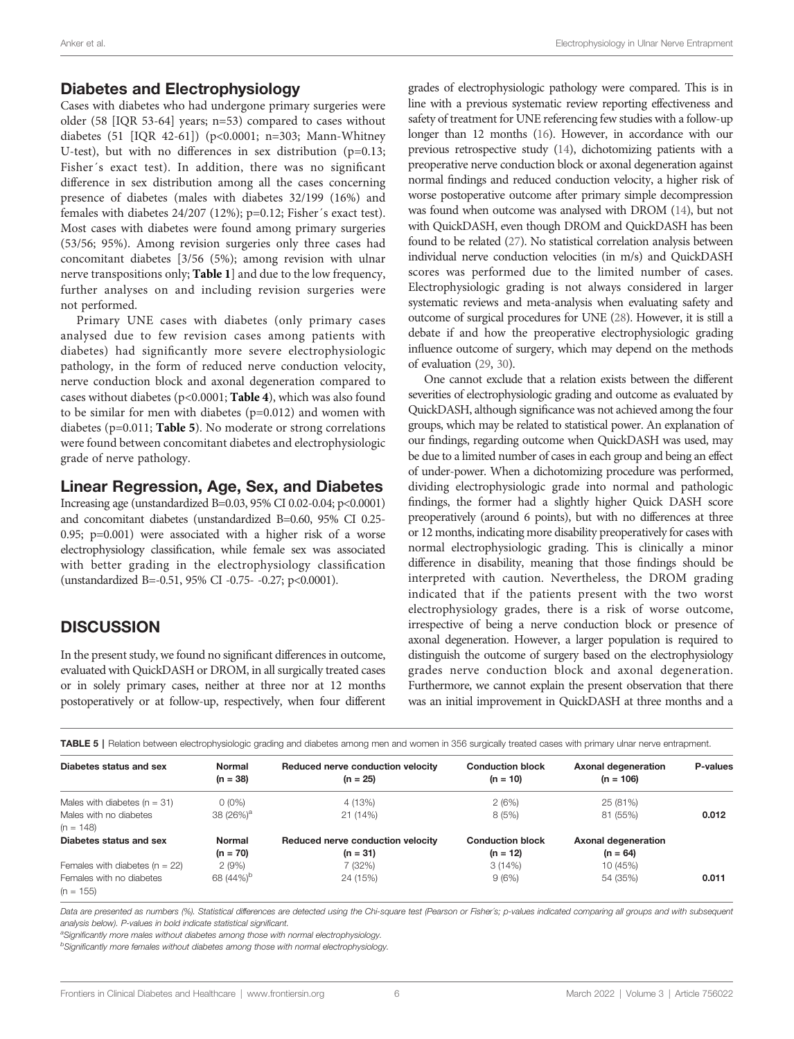## Diabetes and Electrophysiology

Cases with diabetes who had undergone primary surgeries were older (58 [IQR 53-64] years; n=53) compared to cases without diabetes (51 [IQR 42-61]) (p<0.0001; n=303; Mann-Whitney U-test), but with no differences in sex distribution (p=0.13; Fisher´s exact test). In addition, there was no significant difference in sex distribution among all the cases concerning presence of diabetes (males with diabetes 32/199 (16%) and females with diabetes 24/207 (12%); p=0.12; Fisher´s exact test). Most cases with diabetes were found among primary surgeries (53/56; 95%). Among revision surgeries only three cases had concomitant diabetes [3/56 (5%); among revision with ulnar nerve transpositions only; **Table 1**] and due to the low frequency, further analyses on and including revision surgeries were not performed.

Primary UNE cases with diabetes (only primary cases analysed due to few revision cases among patients with diabetes) had significantly more severe electrophysiologic pathology, in the form of reduced nerve conduction velocity, nerve conduction block and axonal degeneration compared to cases without diabetes (p<0.0001; **Table 4**), which was also found to be similar for men with diabetes (p=0.012) and women with diabetes (p=0.011; **Table 5**). No moderate or strong correlations were found between concomitant diabetes and electrophysiologic grade of nerve pathology.

## Linear Regression, Age, Sex, and Diabetes

Increasing age (unstandardized B=0.03, 95% CI 0.02-0.04; p<0.0001) and concomitant diabetes (unstandardized B=0.60, 95% CI 0.25-0.95; p=0.001) were associated with a higher risk of a worse electrophysiology classification, while female sex was associated with better grading in the electrophysiology classification (unstandardized B=-0.51, 95% CI -0.75- -0.27; p<0.0001).

# DISCUSSION

In the present study, we found no significant differences in outcome, evaluated with QuickDASH or DROM, in all surgically treated cases or in solely primary cases, neither at three nor at 12 months postoperatively or at follow-up, respectively, when four different grades of electrophysiologic pathology were compared. This is in line with a previous systematic review reporting effectiveness and safety of treatment for UNE referencing few studies with a follow-up longer than 12 months (16). However, in accordance with our previous retrospective study (14), dichotomizing patients with a preoperative nerve conduction block or axonal degeneration against normal findings and reduced conduction velocity, a higher risk of worse postoperative outcome after primary simple decompression was found when outcome was analysed with DROM (14), but not with QuickDASH, even though DROM and QuickDASH has been found to be related (27). No statistical correlation analysis between individual nerve conduction velocities (in m/s) and QuickDASH scores was performed due to the limited number of cases. Electrophysiologic grading is not always considered in larger systematic reviews and meta-analysis when evaluating safety and outcome of surgical procedures for UNE (28). However, it is still a debate if and how the preoperative electrophysiologic grading influence outcome of surgery, which may depend on the methods of evaluation (29, 30).

One cannot exclude that a relation exists between the different severities of electrophysiologic grading and outcome as evaluated by QuickDASH, although significance was not achieved among the four groups, which may be related to statistical power. An explanation of our findings, regarding outcome when QuickDASH was used, may be due to a limited number of cases in each group and being an effect of under-power. When a dichotomizing procedure was performed, dividing electrophysiologic grade into normal and pathologic findings, the former had a slightly higher Quick DASH score preoperatively (around 6 points), but with no differences at three or 12 months, indicating more disability preoperatively for cases with normal electrophysiologic grading. This is clinically a minor difference in disability, meaning that those findings should be interpreted with caution. Nevertheless, the DROM grading indicated that if the patients present with the two worst electrophysiology grades, there is a risk of worse outcome, irrespective of being a nerve conduction block or presence of axonal degeneration. However, a larger population is required to distinguish the outcome of surgery based on the electrophysiology grades nerve conduction block and axonal degeneration. Furthermore, we cannot explain the present observation that there was an initial improvement in QuickDASH at three months and a

**TABLE 5** | Relation between electrophysiologic grading and diabetes among men and women in 356 surgically treated cases with primary ulnar nerve entrapment.

| Diabetes status and sex | Normal (n = 38) | Reduced nerve conduction velocity (n = 25) | Conduction block (n = 10) | Axonal degeneration (n = 106) | P-values |
|---|---|---|---|---|---|
| Males with diabetes (n = 31) | 0 (0%) | 4 (13%) | 2 (6%) | 25 (81%) | |
| Males with no diabetes (n = 148) | 38 (26%)[a] | 21 (14%) | 8 (5%) | 81 (55%) | **0.012** |
| **Diabetes status and sex** | **Normal (n = 70)** | **Reduced nerve conduction velocity (n = 31)** | **Conduction block (n = 12)** | **Axonal degeneration (n = 64)** | |
| Females with diabetes (n = 22) | 2 (9%) | 7 (32%) | 3 (14%) | 10 (45%) | |
| Females with no diabetes (n = 155) | 68 (44%)[b] | 24 (15%) | 9 (6%) | 54 (35%) | **0.011** |

*Data are presented as numbers (%). Statistical differences are detected using the Chi-square test (Pearson or Fisher´s; p-values indicated comparing all groups and with subsequent analysis below). P-values in bold indicate statistical significant.*

*[a]Significantly more males without diabetes among those with normal electrophysiology.*

*[b]Significantly more females without diabetes among those with normal electrophysiology.*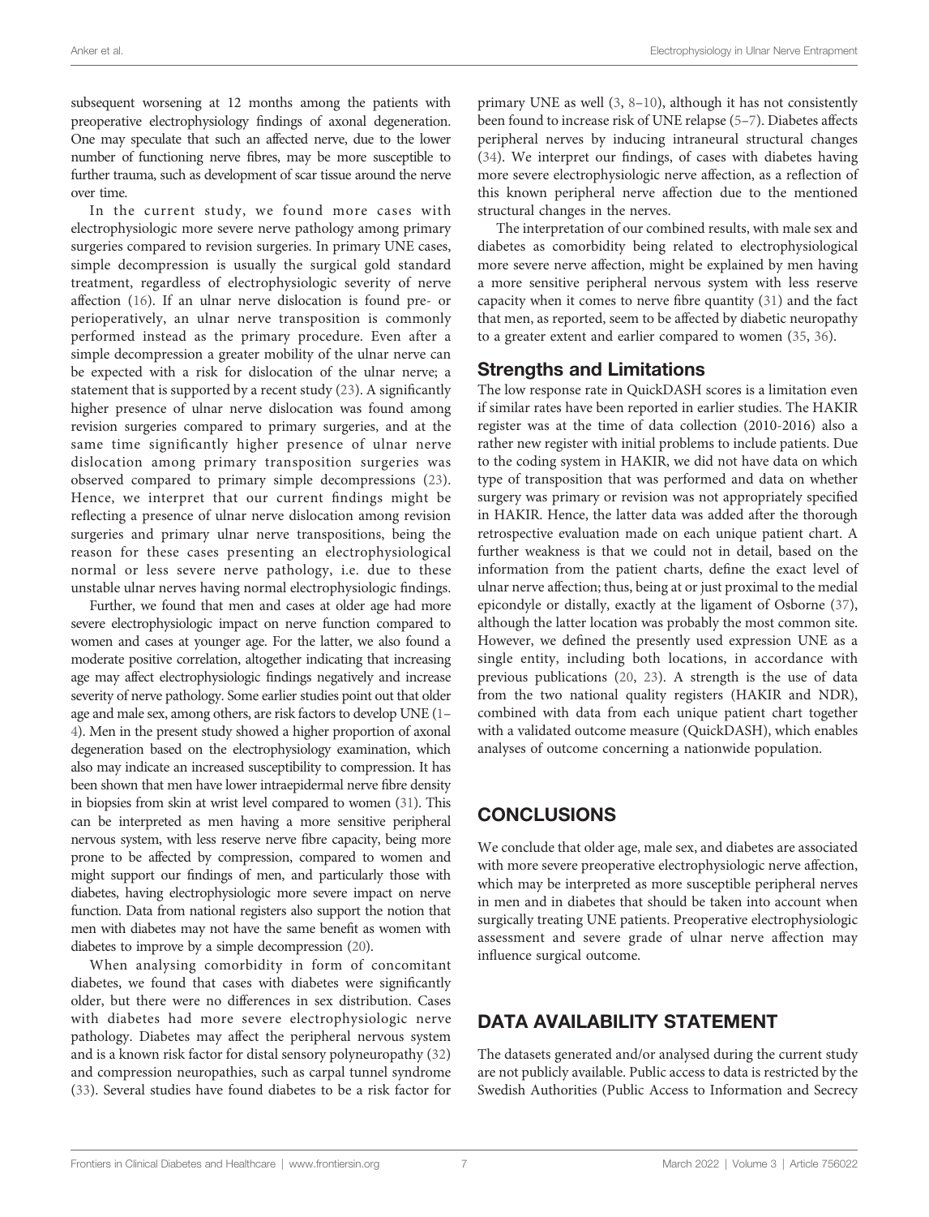subsequent worsening at 12 months among the patients with preoperative electrophysiology findings of axonal degeneration. One may speculate that such an affected nerve, due to the lower number of functioning nerve fibres, may be more susceptible to further trauma, such as development of scar tissue around the nerve over time.

In the current study, we found more cases with electrophysiologic more severe nerve pathology among primary surgeries compared to revision surgeries. In primary UNE cases, simple decompression is usually the surgical gold standard treatment, regardless of electrophysiologic severity of nerve affection (16). If an ulnar nerve dislocation is found pre- or perioperatively, an ulnar nerve transposition is commonly performed instead as the primary procedure. Even after a simple decompression a greater mobility of the ulnar nerve can be expected with a risk for dislocation of the ulnar nerve; a statement that is supported by a recent study (23). A significantly higher presence of ulnar nerve dislocation was found among revision surgeries compared to primary surgeries, and at the same time significantly higher presence of ulnar nerve dislocation among primary transposition surgeries was observed compared to primary simple decompressions (23). Hence, we interpret that our current findings might be reflecting a presence of ulnar nerve dislocation among revision surgeries and primary ulnar nerve transpositions, being the reason for these cases presenting an electrophysiological normal or less severe nerve pathology, i.e. due to these unstable ulnar nerves having normal electrophysiologic findings.

Further, we found that men and cases at older age had more severe electrophysiologic impact on nerve function compared to women and cases at younger age. For the latter, we also found a moderate positive correlation, altogether indicating that increasing age may affect electrophysiologic findings negatively and increase severity of nerve pathology. Some earlier studies point out that older age and male sex, among others, are risk factors to develop UNE (1–4). Men in the present study showed a higher proportion of axonal degeneration based on the electrophysiology examination, which also may indicate an increased susceptibility to compression. It has been shown that men have lower intraepidermal nerve fibre density in biopsies from skin at wrist level compared to women (31). This can be interpreted as men having a more sensitive peripheral nervous system, with less reserve nerve fibre capacity, being more prone to be affected by compression, compared to women and might support our findings of men, and particularly those with diabetes, having electrophysiologic more severe impact on nerve function. Data from national registers also support the notion that men with diabetes may not have the same benefit as women with diabetes to improve by a simple decompression (20).

When analysing comorbidity in form of concomitant diabetes, we found that cases with diabetes were significantly older, but there were no differences in sex distribution. Cases with diabetes had more severe electrophysiologic nerve pathology. Diabetes may affect the peripheral nervous system and is a known risk factor for distal sensory polyneuropathy (32) and compression neuropathies, such as carpal tunnel syndrome (33). Several studies have found diabetes to be a risk factor for primary UNE as well (3, 8–10), although it has not consistently been found to increase risk of UNE relapse (5–7). Diabetes affects peripheral nerves by inducing intraneural structural changes (34). We interpret our findings, of cases with diabetes having more severe electrophysiologic nerve affection, as a reflection of this known peripheral nerve affection due to the mentioned structural changes in the nerves.

The interpretation of our combined results, with male sex and diabetes as comorbidity being related to electrophysiological more severe nerve affection, might be explained by men having a more sensitive peripheral nervous system with less reserve capacity when it comes to nerve fibre quantity (31) and the fact that men, as reported, seem to be affected by diabetic neuropathy to a greater extent and earlier compared to women (35, 36).

## Strengths and Limitations

The low response rate in QuickDASH scores is a limitation even if similar rates have been reported in earlier studies. The HAKIR register was at the time of data collection (2010-2016) also a rather new register with initial problems to include patients. Due to the coding system in HAKIR, we did not have data on which type of transposition that was performed and data on whether surgery was primary or revision was not appropriately specified in HAKIR. Hence, the latter data was added after the thorough retrospective evaluation made on each unique patient chart. A further weakness is that we could not in detail, based on the information from the patient charts, define the exact level of ulnar nerve affection; thus, being at or just proximal to the medial epicondyle or distally, exactly at the ligament of Osborne (37), although the latter location was probably the most common site. However, we defined the presently used expression UNE as a single entity, including both locations, in accordance with previous publications (20, 23). A strength is the use of data from the two national quality registers (HAKIR and NDR), combined with data from each unique patient chart together with a validated outcome measure (QuickDASH), which enables analyses of outcome concerning a nationwide population.

## CONCLUSIONS

We conclude that older age, male sex, and diabetes are associated with more severe preoperative electrophysiologic nerve affection, which may be interpreted as more susceptible peripheral nerves in men and in diabetes that should be taken into account when surgically treating UNE patients. Preoperative electrophysiologic assessment and severe grade of ulnar nerve affection may influence surgical outcome.

## DATA AVAILABILITY STATEMENT

The datasets generated and/or analysed during the current study are not publicly available. Public access to data is restricted by the Swedish Authorities (Public Access to Information and Secrecy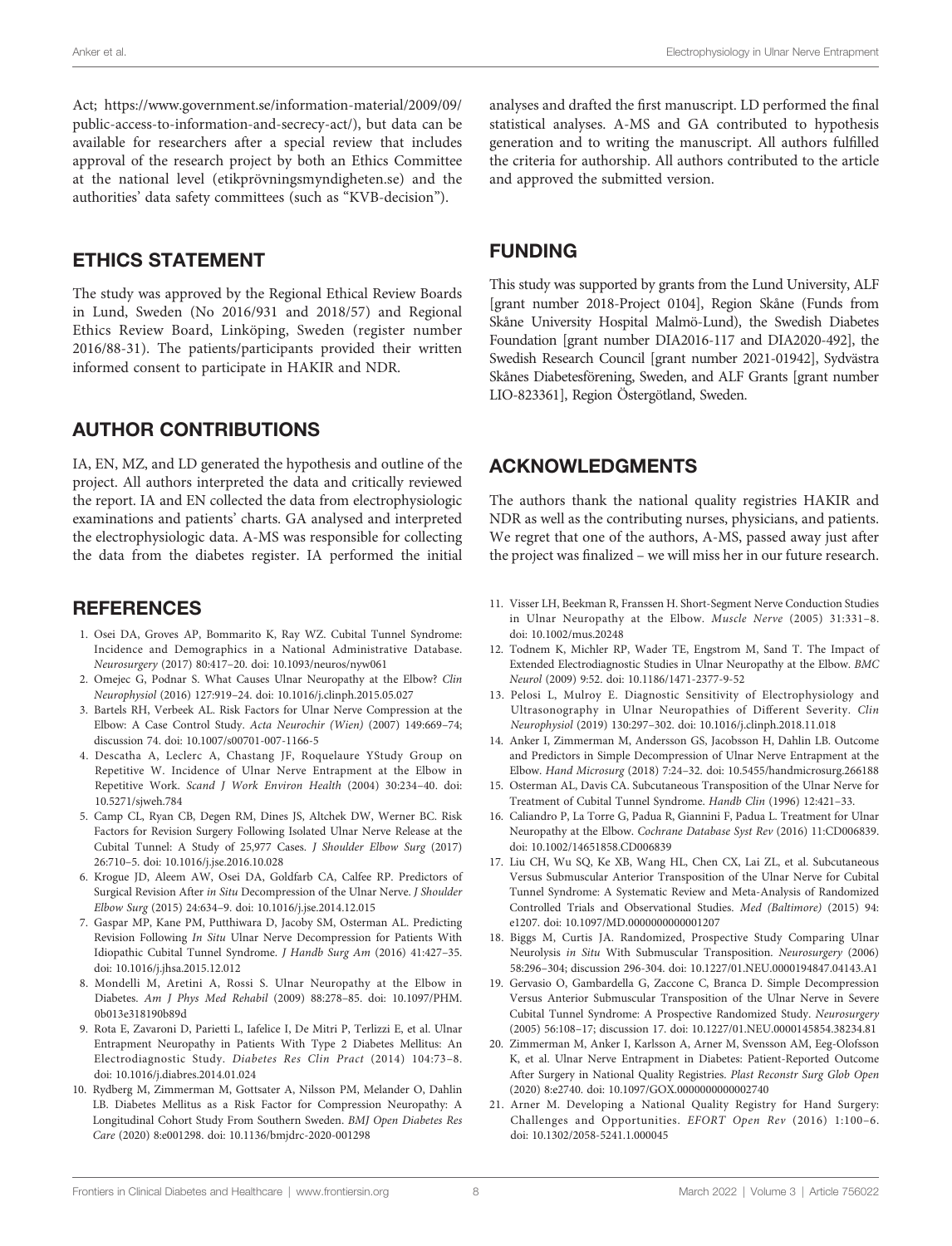Act; https://www.government.se/information-material/2009/09/public-access-to-information-and-secrecy-act/), but data can be available for researchers after a special review that includes approval of the research project by both an Ethics Committee at the national level (etikprövningsmyndigheten.se) and the authorities' data safety committees (such as "KVB-decision").

## ETHICS STATEMENT

The study was approved by the Regional Ethical Review Boards in Lund, Sweden (No 2016/931 and 2018/57) and Regional Ethics Review Board, Linköping, Sweden (register number 2016/88-31). The patients/participants provided their written informed consent to participate in HAKIR and NDR.

## AUTHOR CONTRIBUTIONS

IA, EN, MZ, and LD generated the hypothesis and outline of the project. All authors interpreted the data and critically reviewed the report. IA and EN collected the data from electrophysiologic examinations and patients' charts. GA analysed and interpreted the electrophysiologic data. A-MS was responsible for collecting the data from the diabetes register. IA performed the initial analyses and drafted the first manuscript. LD performed the final statistical analyses. A-MS and GA contributed to hypothesis generation and to writing the manuscript. All authors fulfilled the criteria for authorship. All authors contributed to the article and approved the submitted version.

## FUNDING

This study was supported by grants from the Lund University, ALF [grant number 2018-Project 0104], Region Skåne (Funds from Skåne University Hospital Malmö-Lund), the Swedish Diabetes Foundation [grant number DIA2016-117 and DIA2020-492], the Swedish Research Council [grant number 2021-01942], Sydvästra Skånes Diabetesförening, Sweden, and ALF Grants [grant number LIO-823361], Region Östergötland, Sweden.

## ACKNOWLEDGMENTS

The authors thank the national quality registries HAKIR and NDR as well as the contributing nurses, physicians, and patients. We regret that one of the authors, A-MS, passed away just after the project was finalized – we will miss her in our future research.

## REFERENCES

1. Osei DA, Groves AP, Bommarito K, Ray WZ. Cubital Tunnel Syndrome: Incidence and Demographics in a National Administrative Database. *Neurosurgery* (2017) 80:417–20. doi: 10.1093/neuros/nyw061
2. Omejec G, Podnar S. What Causes Ulnar Neuropathy at the Elbow? *Clin Neurophysiol* (2016) 127:919–24. doi: 10.1016/j.clinph.2015.05.027
3. Bartels RH, Verbeek AL. Risk Factors for Ulnar Nerve Compression at the Elbow: A Case Control Study. *Acta Neurochir (Wien)* (2007) 149:669–74; discussion 74. doi: 10.1007/s00701-007-1166-5
4. Descatha A, Leclerc A, Chastang JF, Roquelaure YStudy Group on Repetitive W. Incidence of Ulnar Nerve Entrapment at the Elbow in Repetitive Work. *Scand J Work Environ Health* (2004) 30:234–40. doi: 10.5271/sjweh.784
5. Camp CL, Ryan CB, Degen RM, Dines JS, Altchek DW, Werner BC. Risk Factors for Revision Surgery Following Isolated Ulnar Nerve Release at the Cubital Tunnel: A Study of 25,977 Cases. *J Shoulder Elbow Surg* (2017) 26:710–5. doi: 10.1016/j.jse.2016.10.028
6. Krogue JD, Aleem AW, Osei DA, Goldfarb CA, Calfee RP. Predictors of Surgical Revision After *in Situ* Decompression of the Ulnar Nerve. *J Shoulder Elbow Surg* (2015) 24:634–9. doi: 10.1016/j.jse.2014.12.015
7. Gaspar MP, Kane PM, Putthiwara D, Jacoby SM, Osterman AL. Predicting Revision Following *In Situ* Ulnar Nerve Decompression for Patients With Idiopathic Cubital Tunnel Syndrome. *J Handb Surg Am* (2016) 41:427–35. doi: 10.1016/j.jhsa.2015.12.012
8. Mondelli M, Aretini A, Rossi S. Ulnar Neuropathy at the Elbow in Diabetes. *Am J Phys Med Rehabil* (2009) 88:278–85. doi: 10.1097/PHM.0b013e318190b89d
9. Rota E, Zavaroni D, Parietti L, Iafelice I, De Mitri P, Terlizzi E, et al. Ulnar Entrapment Neuropathy in Patients With Type 2 Diabetes Mellitus: An Electrodiagnostic Study. *Diabetes Res Clin Pract* (2014) 104:73–8. doi: 10.1016/j.diabres.2014.01.024
10. Rydberg M, Zimmerman M, Gottsater A, Nilsson PM, Melander O, Dahlin LB. Diabetes Mellitus as a Risk Factor for Compression Neuropathy: A Longitudinal Cohort Study From Southern Sweden. *BMJ Open Diabetes Res Care* (2020) 8:e001298. doi: 10.1136/bmjdrc-2020-001298
11. Visser LH, Beekman R, Franssen H. Short-Segment Nerve Conduction Studies in Ulnar Neuropathy at the Elbow. *Muscle Nerve* (2005) 31:331–8. doi: 10.1002/mus.20248
12. Todnem K, Michler RP, Wader TE, Engstrom M, Sand T. The Impact of Extended Electrodiagnostic Studies in Ulnar Neuropathy at the Elbow. *BMC Neurol* (2009) 9:52. doi: 10.1186/1471-2377-9-52
13. Pelosi L, Mulroy E. Diagnostic Sensitivity of Electrophysiology and Ultrasonography in Ulnar Neuropathies of Different Severity. *Clin Neurophysiol* (2019) 130:297–302. doi: 10.1016/j.clinph.2018.11.018
14. Anker I, Zimmerman M, Andersson GS, Jacobsson H, Dahlin LB. Outcome and Predictors in Simple Decompression of Ulnar Nerve Entrapment at the Elbow. *Hand Microsurg* (2018) 7:24–32. doi: 10.5455/handmicrosurg.266188
15. Osterman AL, Davis CA. Subcutaneous Transposition of the Ulnar Nerve for Treatment of Cubital Tunnel Syndrome. *Handb Clin* (1996) 12:421–33.
16. Caliandro P, La Torre G, Padua R, Giannini F, Padua L. Treatment for Ulnar Neuropathy at the Elbow. *Cochrane Database Syst Rev* (2016) 11:CD006839. doi: 10.1002/14651858.CD006839
17. Liu CH, Wu SQ, Ke XB, Wang HL, Chen CX, Lai ZL, et al. Subcutaneous Versus Submuscular Anterior Transposition of the Ulnar Nerve for Cubital Tunnel Syndrome: A Systematic Review and Meta-Analysis of Randomized Controlled Trials and Observational Studies. *Med (Baltimore)* (2015) 94: e1207. doi: 10.1097/MD.0000000000001207
18. Biggs M, Curtis JA. Randomized, Prospective Study Comparing Ulnar Neurolysis *in Situ* With Submuscular Transposition. *Neurosurgery* (2006) 58:296–304; discussion 296-304. doi: 10.1227/01.NEU.0000194847.04143.A1
19. Gervasio O, Gambardella G, Zaccone C, Branca D. Simple Decompression Versus Anterior Submuscular Transposition of the Ulnar Nerve in Severe Cubital Tunnel Syndrome: A Prospective Randomized Study. *Neurosurgery* (2005) 56:108–17; discussion 17. doi: 10.1227/01.NEU.0000145854.38234.81
20. Zimmerman M, Anker I, Karlsson A, Arner M, Svensson AM, Eeg-Olofsson K, et al. Ulnar Nerve Entrapment in Diabetes: Patient-Reported Outcome After Surgery in National Quality Registries. *Plast Reconstr Surg Glob Open* (2020) 8:e2740. doi: 10.1097/GOX.0000000000002740
21. Arner M. Developing a National Quality Registry for Hand Surgery: Challenges and Opportunities. *EFORT Open Rev* (2016) 1:100–6. doi: 10.1302/2058-5241.1.000045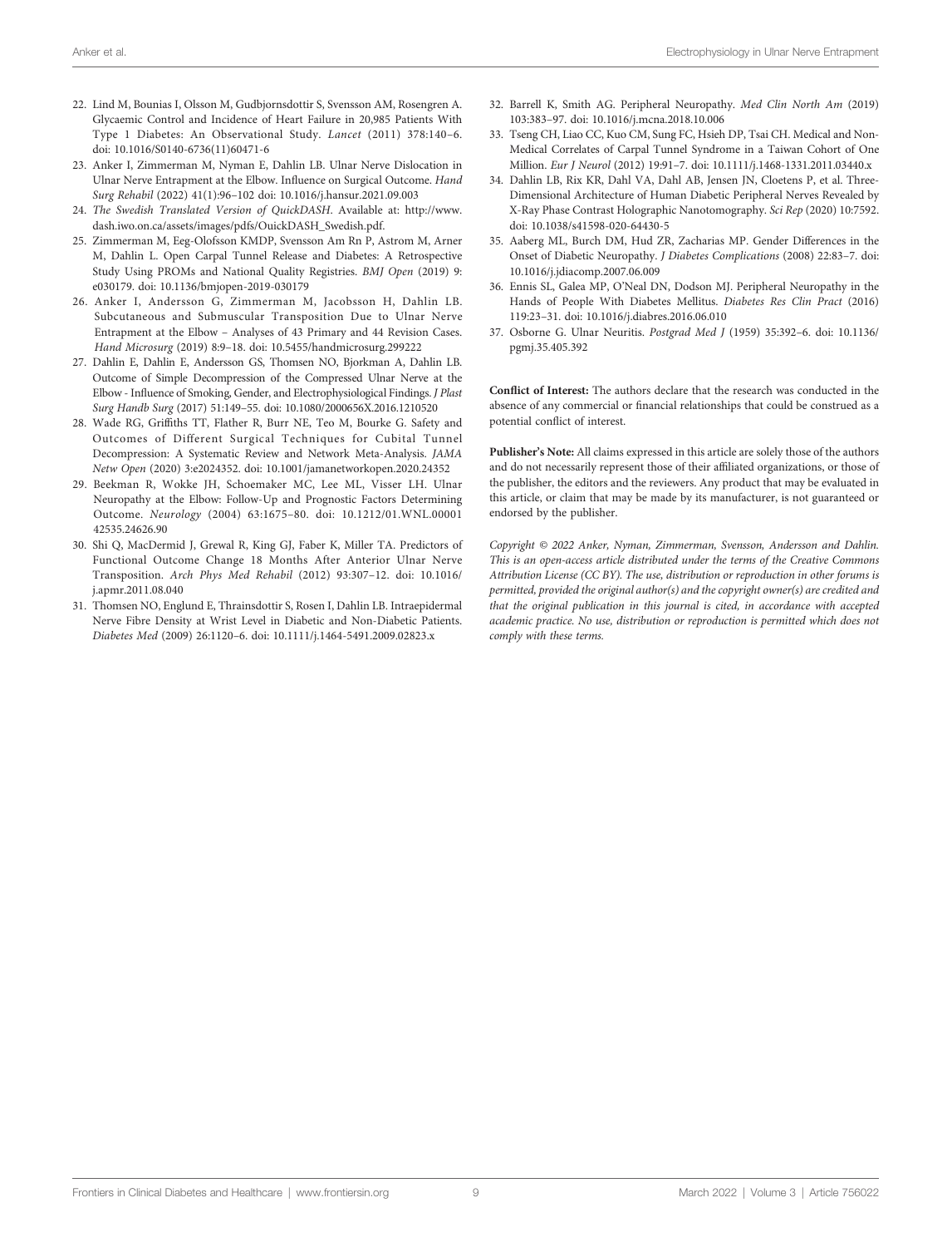22. Lind M, Bounias I, Olsson M, Gudbjornsdottir S, Svensson AM, Rosengren A. Glycaemic Control and Incidence of Heart Failure in 20,985 Patients With Type 1 Diabetes: An Observational Study. *Lancet* (2011) 378:140–6. doi: 10.1016/S0140-6736(11)60471-6
23. Anker I, Zimmerman M, Nyman E, Dahlin LB. Ulnar Nerve Dislocation in Ulnar Nerve Entrapment at the Elbow. Influence on Surgical Outcome. *Hand Surg Rehabil* (2022) 41(1):96–102 doi: 10.1016/j.hansur.2021.09.003
24. *The Swedish Translated Version of QuickDASH*. Available at: http://www.dash.iwo.on.ca/assets/images/pdfs/OuickDASH_Swedish.pdf.
25. Zimmerman M, Eeg-Olofsson KMDP, Svensson Am Rn P, Astrom M, Arner M, Dahlin L. Open Carpal Tunnel Release and Diabetes: A Retrospective Study Using PROMs and National Quality Registries. *BMJ Open* (2019) 9: e030179. doi: 10.1136/bmjopen-2019-030179
26. Anker I, Andersson G, Zimmerman M, Jacobsson H, Dahlin LB. Subcutaneous and Submuscular Transposition Due to Ulnar Nerve Entrapment at the Elbow – Analyses of 43 Primary and 44 Revision Cases. *Hand Microsurg* (2019) 8:9–18. doi: 10.5455/handmicrosurg.299222
27. Dahlin E, Dahlin E, Andersson GS, Thomsen NO, Bjorkman A, Dahlin LB. Outcome of Simple Decompression of the Compressed Ulnar Nerve at the Elbow - Influence of Smoking, Gender, and Electrophysiological Findings. *J Plast Surg Handb Surg* (2017) 51:149–55. doi: 10.1080/2000656X.2016.1210520
28. Wade RG, Griffiths TT, Flather R, Burr NE, Teo M, Bourke G. Safety and Outcomes of Different Surgical Techniques for Cubital Tunnel Decompression: A Systematic Review and Network Meta-Analysis. *JAMA Netw Open* (2020) 3:e2024352. doi: 10.1001/jamanetworkopen.2020.24352
29. Beekman R, Wokke JH, Schoemaker MC, Lee ML, Visser LH. Ulnar Neuropathy at the Elbow: Follow-Up and Prognostic Factors Determining Outcome. *Neurology* (2004) 63:1675–80. doi: 10.1212/01.WNL.0000142535.24626.90
30. Shi Q, MacDermid J, Grewal R, King GJ, Faber K, Miller TA. Predictors of Functional Outcome Change 18 Months After Anterior Ulnar Nerve Transposition. *Arch Phys Med Rehabil* (2012) 93:307–12. doi: 10.1016/j.apmr.2011.08.040
31. Thomsen NO, Englund E, Thrainsdottir S, Rosen I, Dahlin LB. Intraepidermal Nerve Fibre Density at Wrist Level in Diabetic and Non-Diabetic Patients. *Diabetes Med* (2009) 26:1120–6. doi: 10.1111/j.1464-5491.2009.02823.x
32. Barrell K, Smith AG. Peripheral Neuropathy. *Med Clin North Am* (2019) 103:383–97. doi: 10.1016/j.mcna.2018.10.006
33. Tseng CH, Liao CC, Kuo CM, Sung FC, Hsieh DP, Tsai CH. Medical and Non-Medical Correlates of Carpal Tunnel Syndrome in a Taiwan Cohort of One Million. *Eur J Neurol* (2012) 19:91–7. doi: 10.1111/j.1468-1331.2011.03440.x
34. Dahlin LB, Rix KR, Dahl VA, Dahl AB, Jensen JN, Cloetens P, et al. Three-Dimensional Architecture of Human Diabetic Peripheral Nerves Revealed by X-Ray Phase Contrast Holographic Nanotomography. *Sci Rep* (2020) 10:7592. doi: 10.1038/s41598-020-64430-5
35. Aaberg ML, Burch DM, Hud ZR, Zacharias MP. Gender Differences in the Onset of Diabetic Neuropathy. *J Diabetes Complications* (2008) 22:83–7. doi: 10.1016/j.jdiacomp.2007.06.009
36. Ennis SL, Galea MP, O'Neal DN, Dodson MJ. Peripheral Neuropathy in the Hands of People With Diabetes Mellitus. *Diabetes Res Clin Pract* (2016) 119:23–31. doi: 10.1016/j.diabres.2016.06.010
37. Osborne G. Ulnar Neuritis. *Postgrad Med J* (1959) 35:392–6. doi: 10.1136/pgmj.35.405.392

**Conflict of Interest:** The authors declare that the research was conducted in the absence of any commercial or financial relationships that could be construed as a potential conflict of interest.

**Publisher's Note:** All claims expressed in this article are solely those of the authors and do not necessarily represent those of their affiliated organizations, or those of the publisher, the editors and the reviewers. Any product that may be evaluated in this article, or claim that may be made by its manufacturer, is not guaranteed or endorsed by the publisher.

*Copyright © 2022 Anker, Nyman, Zimmerman, Svensson, Andersson and Dahlin. This is an open-access article distributed under the terms of the Creative Commons Attribution License (CC BY). The use, distribution or reproduction in other forums is permitted, provided the original author(s) and the copyright owner(s) are credited and that the original publication in this journal is cited, in accordance with accepted academic practice. No use, distribution or reproduction is permitted which does not comply with these terms.*